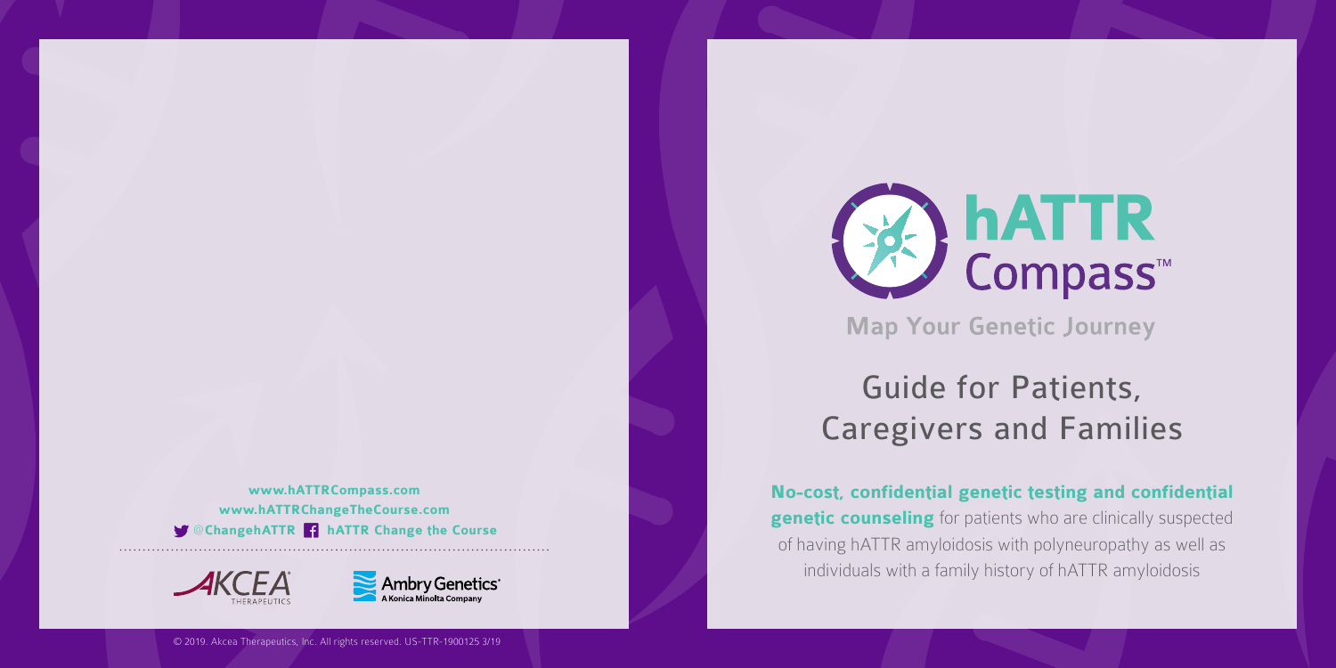# hATTR Compass™

**Map Your Genetic Journey**

## Guide for Patients, Caregivers and Families

**No-cost, confidential genetic testing and confidential genetic counseling** for patients who are clinically suspected of having hATTR amyloidosis with polyneuropathy as well as individuals with a family history of hATTR amyloidosis

**www.hATTRCompass.com**
**www.hATTRChangeTheCourse.com**
**@ChangehATTR** **hATTR Change the Course**

AKCEA THERAPEUTICS

Ambry Genetics® A Konica Minolta Company

© 2019. Akcea Therapeutics, Inc. All rights reserved. US-TTR-1900125 3/19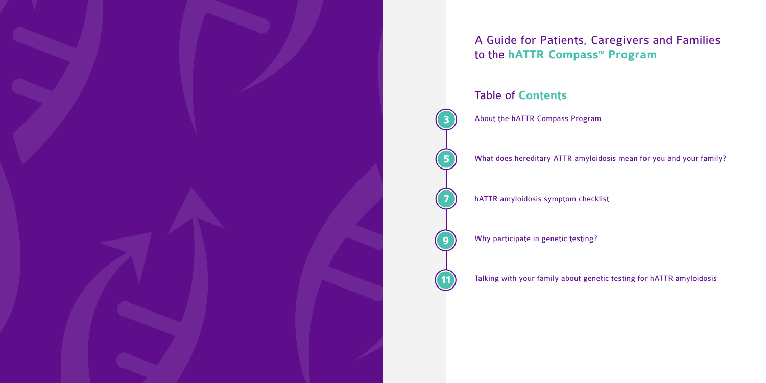# A Guide for Patients, Caregivers and Families to the **hATTR Compass™ Program**

## Table of **Contents**

- **3** About the hATTR Compass Program
- **5** What does hereditary ATTR amyloidosis mean for you and your family?
- **7** hATTR amyloidosis symptom checklist
- **9** Why participate in genetic testing?
- **11** Talking with your family about genetic testing for hATTR amyloidosis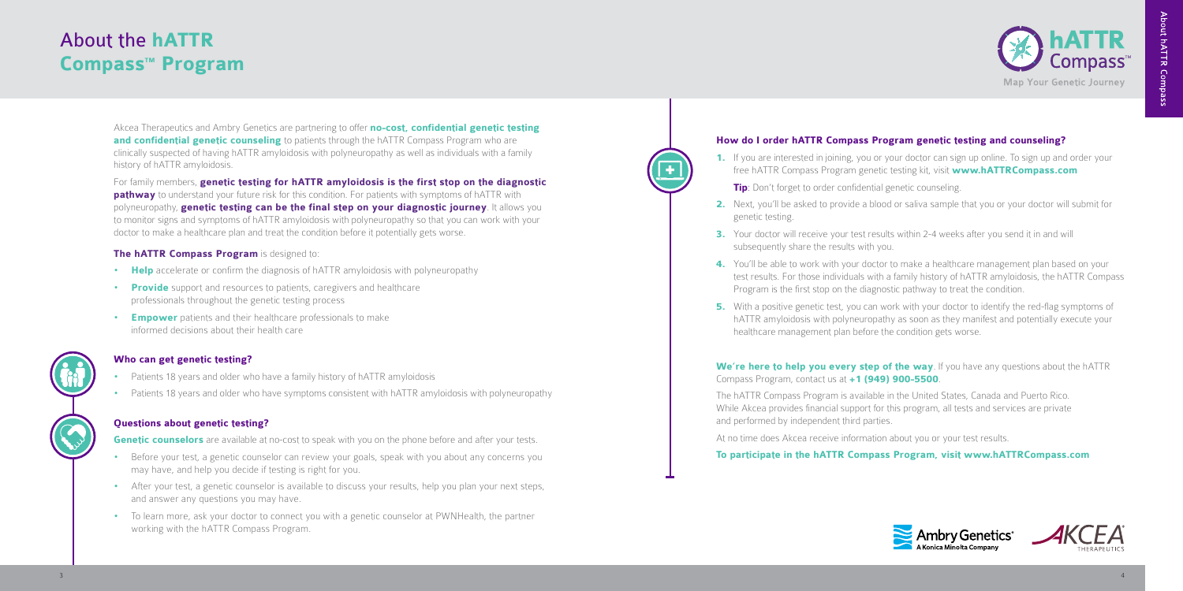# About the hATTR Compass™ Program

Akcea Therapeutics and Ambry Genetics are partnering to offer **no-cost, confidential genetic testing and confidential genetic counseling** to patients through the hATTR Compass Program who are clinically suspected of having hATTR amyloidosis with polyneuropathy as well as individuals with a family history of hATTR amyloidosis.

For family members, **genetic testing for hATTR amyloidosis is the first stop on the diagnostic pathway** to understand your future risk for this condition. For patients with symptoms of hATTR with polyneuropathy, **genetic testing can be the final step on your diagnostic journey**. It allows you to monitor signs and symptoms of hATTR amyloidosis with polyneuropathy so that you can work with your doctor to make a healthcare plan and treat the condition before it potentially gets worse.

**The hATTR Compass Program** is designed to:

- **Help** accelerate or confirm the diagnosis of hATTR amyloidosis with polyneuropathy
- **Provide** support and resources to patients, caregivers and healthcare professionals throughout the genetic testing process
- **Empower** patients and their healthcare professionals to make informed decisions about their health care

### Who can get genetic testing?

- Patients 18 years and older who have a family history of hATTR amyloidosis
- Patients 18 years and older who have symptoms consistent with hATTR amyloidosis with polyneuropathy

### Questions about genetic testing?

**Genetic counselors** are available at no-cost to speak with you on the phone before and after your tests.

- Before your test, a genetic counselor can review your goals, speak with you about any concerns you may have, and help you decide if testing is right for you.
- After your test, a genetic counselor is available to discuss your results, help you plan your next steps, and answer any questions you may have.
- To learn more, ask your doctor to connect you with a genetic counselor at PWNHealth, the partner working with the hATTR Compass Program.

### How do I order hATTR Compass Program genetic testing and counseling?

1. If you are interested in joining, you or your doctor can sign up online. To sign up and order your free hATTR Compass Program genetic testing kit, visit **www.hATTRCompass.com**

   **Tip**: Don't forget to order confidential genetic counseling.

2. Next, you'll be asked to provide a blood or saliva sample that you or your doctor will submit for genetic testing.
3. Your doctor will receive your test results within 2-4 weeks after you send it in and will subsequently share the results with you.
4. You'll be able to work with your doctor to make a healthcare management plan based on your test results. For those individuals with a family history of hATTR amyloidosis, the hATTR Compass Program is the first stop on the diagnostic pathway to treat the condition.
5. With a positive genetic test, you can work with your doctor to identify the red-flag symptoms of hATTR amyloidosis with polyneuropathy as soon as they manifest and potentially execute your healthcare management plan before the condition gets worse.

**We're here to help you every step of the way**. If you have any questions about the hATTR Compass Program, contact us at **+1 (949) 900-5500**.

The hATTR Compass Program is available in the United States, Canada and Puerto Rico. While Akcea provides financial support for this program, all tests and services are private and performed by independent third parties.

At no time does Akcea receive information about you or your test results.

**To participate in the hATTR Compass Program, visit www.hATTRCompass.com**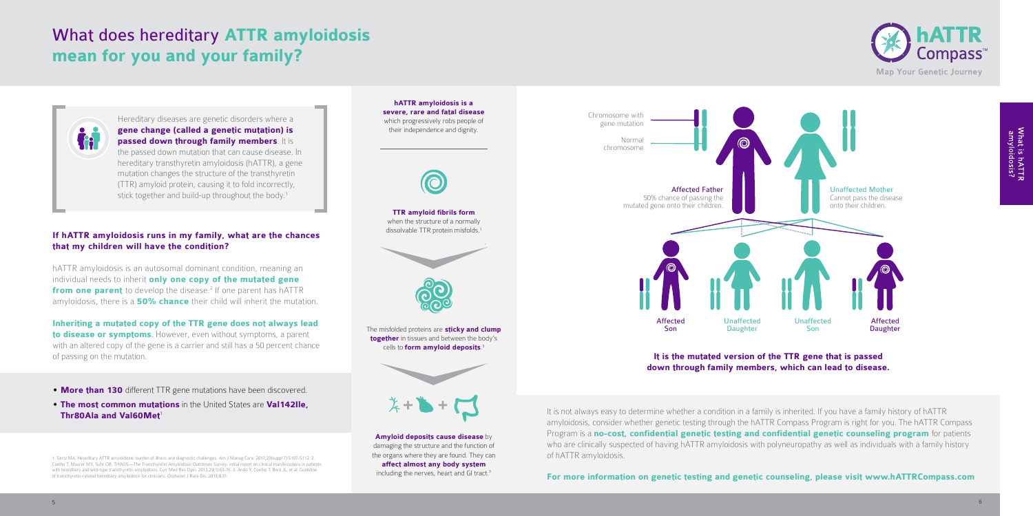# What does hereditary **ATTR amyloidosis mean for you and your family?**

Hereditary diseases are genetic disorders where a **gene change (called a genetic mutation) is passed down through family members**. It is the passed down mutation that can cause disease. In hereditary transthyretin amyloidosis (hATTR), a gene mutation changes the structure of the transthyretin (TTR) amyloid protein, causing it to fold incorrectly, stick together and build-up throughout the body.[1]

### If hATTR amyloidosis runs in my family, what are the chances that my children will have the condition?

hATTR amyloidosis is an autosomal dominant condition, meaning an individual needs to inherit **only one copy of the mutated gene from one parent** to develop the disease.[2] If one parent has hATTR amyloidosis, there is a **50% chance** their child will inherit the mutation.

**Inheriting a mutated copy of the TTR gene does not always lead to disease or symptoms**. However, even without symptoms, a parent with an altered copy of the gene is a carrier and still has a 50 percent chance of passing on the mutation.

- **More than 130** different TTR gene mutations have been discovered.
- **The most common mutations** in the United States are **Val142Ile, Thr80Ala and Val60Met**[1]

1. Gertz MA. Hereditary ATTR amyloidosis: burden of illness and diagnostic challenges. Am J Manag Care. 2017;23(suppl 7):S107–S112. 2. Coelho T, Maurer MS, Suhr OB. THAOS—The Transthyretin Amyloidosis Outcomes Survey: initial report on clinical manifestations in patients with hereditary and wild-type transthyretin amyloidosis. Curr Med Res Opin. 2013;29(1):63–76. 3. Ando Y, Coelho T, Berk JL, et al. Guideline of transthyretin-related hereditary amyloidosis for clinicians. Orphanet J Rare Dis. 2013;8:31.

**hATTR amyloidosis is a severe, rare and fatal disease** which progressively robs people of their independence and dignity.

**TTR amyloid fibrils form** when the structure of a normally dissolvable TTR protein misfolds.[1]

The misfolded proteins are **sticky and clump together** in tissues and between the body's cells to **form amyloid deposits**.[3]

**Amyloid deposits cause disease** by damaging the structure and the function of the organs where they are found. They can **affect almost any body system** including the nerves, heart and GI tract.[3]

Chromosome with gene mutation

Normal chromosome

Affected Father
50% chance of passing the mutated gene onto their children.

Unaffected Mother
Cannot pass the disease onto their children.

Affected Son | Unaffected Daughter | Unaffected Son | Affected Daughter

**It is the mutated version of the TTR gene that is passed down through family members, which can lead to disease.**

It is not always easy to determine whether a condition in a family is inherited. If you have a family history of hATTR amyloidosis, consider whether genetic testing through the hATTR Compass Program is right for you. The hATTR Compass Program is a **no-cost, confidential genetic testing and confidential genetic counseling program** for patients who are clinically suspected of having hATTR amyloidosis with polyneuropathy as well as individuals with a family history of hATTR amyloidosis.

**For more information on genetic testing and genetic counseling, please visit www.hATTRCompass.com**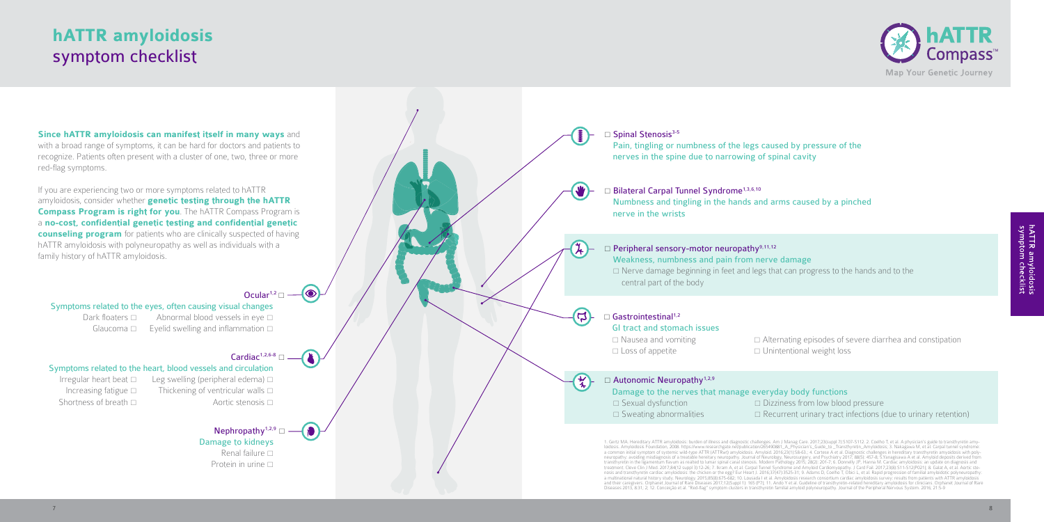# hATTR amyloidosis symptom checklist

hATTR Compass™
Map Your Genetic Journey

**Since hATTR amyloidosis can manifest itself in many ways** and with a broad range of symptoms, it can be hard for doctors and patients to recognize. Patients often present with a cluster of one, two, three or more red-flag symptoms.

If you are experiencing two or more symptoms related to hATTR amyloidosis, consider whether **genetic testing through the hATTR Compass Program is right for you**. The hATTR Compass Program is a **no-cost, confidential genetic testing and confidential genetic counseling program** for patients who are clinically suspected of having hATTR amyloidosis with polyneuropathy as well as individuals with a family history of hATTR amyloidosis.

### Ocular[1,2] ☐

Symptoms related to the eyes, often causing visual changes

- Dark floaters ☐
- Glaucoma ☐
- Abnormal blood vessels in eye ☐
- Eyelid swelling and inflammation ☐

### Cardiac[1,2,6-8] ☐

Symptoms related to the heart, blood vessels and circulation

- Irregular heart beat ☐
- Increasing fatigue ☐
- Shortness of breath ☐
- Leg swelling (peripheral edema) ☐
- Thickening of ventricular walls ☐
- Aortic stenosis ☐

### Nephropathy[1,2,9] ☐

Damage to kidneys

- Renal failure ☐
- Protein in urine ☐

### ☐ Spinal Stenosis[3-5]

Pain, tingling or numbness of the legs caused by pressure of the nerves in the spine due to narrowing of spinal cavity

### ☐ Bilateral Carpal Tunnel Syndrome[1,3,6,10]

Numbness and tingling in the hands and arms caused by a pinched nerve in the wrists

### ☐ Peripheral sensory-motor neuropathy[9,11,12]

Weakness, numbness and pain from nerve damage

- ☐ Nerve damage beginning in feet and legs that can progress to the hands and to the central part of the body

### ☐ Gastrointestinal[1,2]

GI tract and stomach issues

- ☐ Nausea and vomiting
- ☐ Loss of appetite
- ☐ Alternating episodes of severe diarrhea and constipation
- ☐ Unintentional weight loss

### ☐ Autonomic Neuropathy[1,2,9]

Damage to the nerves that manage everyday body functions

- ☐ Sexual dysfunction
- ☐ Sweating abnormalities
- ☐ Dizziness from low blood pressure
- ☐ Recurrent urinary tract infections (due to urinary retention)

1. Gertz MA. Hereditary ATTR amyloidosis: burden of illness and diagnostic challenges. Am J Manag Care. 2017;23(suppl 7):S107-S112. 2. Coelho T, et al. A physician's guide to transthyretin amyloidosis. Amyloidosis Foundation. 2008. https://www.researchgate.net/publication/265490881_A_Physician's_Guide_to_Transthyretin_Amyloidosis. 3. Nakagawa M, et al. Carpal tunnel syndrome: a common initial symptom of systemic wild-type ATTR (ATTRwt) amyloidosis. Amyloid. 2016;23(1):58-63. 4. Cortese A et al. Diagnostic challenges in hereditary transthyretin amyloidosis with polyneuropathy: avoiding misdiagnosis of a treatable hereditary neuropathy. Journal of Neurology, Neurosurgery, and Psychiatry 2017; 88(5): 457-8. 5. Yanagisawa A et al. Amyloid deposits derived from transthyretin in the ligamentum flavum as related to lumbar spinal canal stenosis. Modern Pathology 2015; 28(2): 201-7. 6. Donnelly JP, Hanna M. Cardiac amyloidosis: an update on diagnosis and treatment. Cleve Clin J Med. 2017;84(12 suppl 3):12-26. 7. Ikram A, et al. Carpal Tunnel Syndrome and Amyloid Cardiomyopathy. J Card Fail. 2017;23(8):S11-S12(P021). 8. Galat A, et al. Aortic stenosis and transthyretin cardiac amyloidosis: the chicken or the egg? Eur Heart J. 2016;37(47):3525-31. 9. Adams D, Coelho T, Obici L, et al. Rapid progression of familial amyloidotic polyneuropathy: a multinational natural history study. Neurology. 2015;85(8):675-682. 10. Lousada I et al. Amyloidosis research consortium cardiac amyloidosis survey: results from patients with ATTR amyloidosis and their caregivers. Orphanet Journal of Rare Diseases 2017;12(Suppl 1): 165 (P7). 11. Ando Y et al. Guideline of transthyretin-related hereditary amyloidosis for clinicians. Orphanet Journal of Rare Diseases 2013, 8:31; 2. 12. Conceição et al. "Red-flag" symptom clusters in transthyretin familial amyloid polyneuropathy. Journal of the Peripheral Nervous System. 2016; 21:5-9.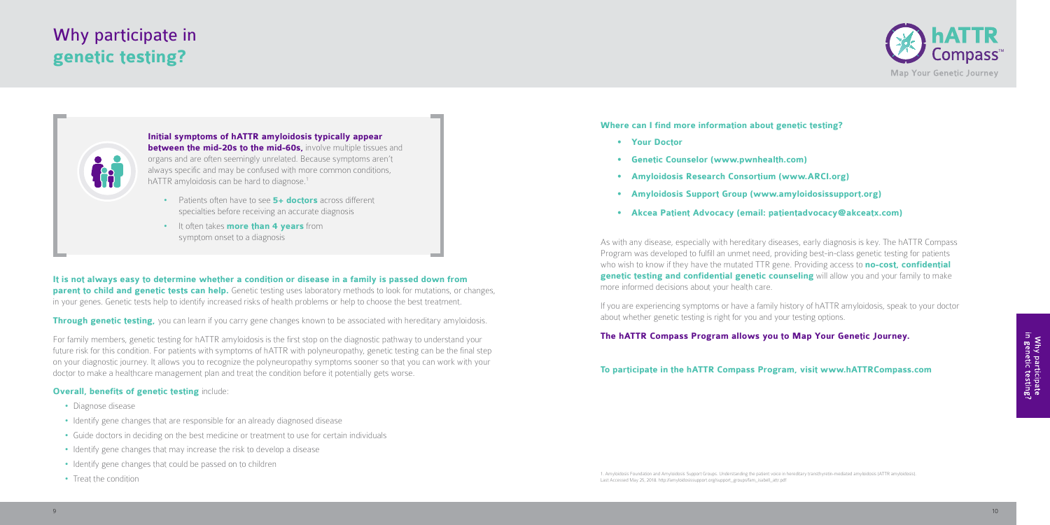# Why participate in **genetic testing?**

**Initial symptoms of hATTR amyloidosis typically appear between the mid-20s to the mid-60s,** involve multiple tissues and organs and are often seemingly unrelated. Because symptoms aren't always specific and may be confused with more common conditions, hATTR amyloidosis can be hard to diagnose.[1]

- Patients often have to see **5+ doctors** across different specialties before receiving an accurate diagnosis
- It often takes **more than 4 years** from symptom onset to a diagnosis

**It is not always easy to determine whether a condition or disease in a family is passed down from parent to child and genetic tests can help.** Genetic testing uses laboratory methods to look for mutations, or changes, in your genes. Genetic tests help to identify increased risks of health problems or help to choose the best treatment.

**Through genetic testing,** you can learn if you carry gene changes known to be associated with hereditary amyloidosis.

For family members, genetic testing for hATTR amyloidosis is the first stop on the diagnostic pathway to understand your future risk for this condition. For patients with symptoms of hATTR with polyneuropathy, genetic testing can be the final step on your diagnostic journey. It allows you to recognize the polyneuropathy symptoms sooner so that you can work with your doctor to make a healthcare management plan and treat the condition before it potentially gets worse.

**Overall, benefits of genetic testing** include:

- Diagnose disease
- Identify gene changes that are responsible for an already diagnosed disease
- Guide doctors in deciding on the best medicine or treatment to use for certain individuals
- Identify gene changes that may increase the risk to develop a disease
- Identify gene changes that could be passed on to children
- Treat the condition

**Where can I find more information about genetic testing?**

- **Your Doctor**
- **Genetic Counselor (www.pwnhealth.com)**
- **Amyloidosis Research Consortium (www.ARCI.org)**
- **Amyloidosis Support Group (www.amyloidosissupport.org)**
- **Akcea Patient Advocacy (email: patientadvocacy@akceatx.com)**

As with any disease, especially with hereditary diseases, early diagnosis is key. The hATTR Compass Program was developed to fulfill an unmet need, providing best-in-class genetic testing for patients who wish to know if they have the mutated TTR gene. Providing access to **no-cost, confidential genetic testing and confidential genetic counseling** will allow you and your family to make more informed decisions about your health care.

If you are experiencing symptoms or have a family history of hATTR amyloidosis, speak to your doctor about whether genetic testing is right for you and your testing options.

**The hATTR Compass Program allows you to Map Your Genetic Journey.**

**To participate in the hATTR Compass Program, visit www.hATTRCompass.com**

1. Amyloidosis Foundation and Amyloidosis Support Groups. Understanding the patient voice in hereditary transthyretin-mediated amyloidosis (ATTR amyloidosis). Last Accessed May 25, 2018. http://amyloidosissupport.org/support_groups/fam_isabell_attr.pdf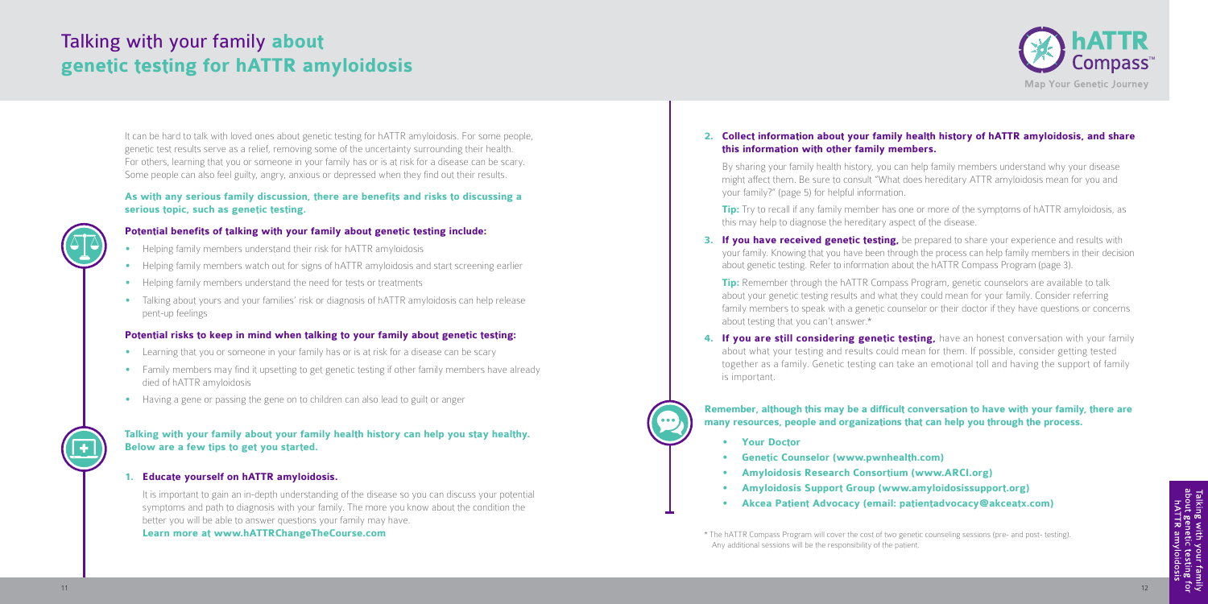# Talking with your family about genetic testing for hATTR amyloidosis

It can be hard to talk with loved ones about genetic testing for hATTR amyloidosis. For some people, genetic test results serve as a relief, removing some of the uncertainty surrounding their health. For others, learning that you or someone in your family has or is at risk for a disease can be scary. Some people can also feel guilty, angry, anxious or depressed when they find out their results.

**As with any serious family discussion, there are benefits and risks to discussing a serious topic, such as genetic testing.**

### Potential benefits of talking with your family about genetic testing include:

- Helping family members understand their risk for hATTR amyloidosis
- Helping family members watch out for signs of hATTR amyloidosis and start screening earlier
- Helping family members understand the need for tests or treatments
- Talking about yours and your families' risk or diagnosis of hATTR amyloidosis can help release pent-up feelings

### Potential risks to keep in mind when talking to your family about genetic testing:

- Learning that you or someone in your family has or is at risk for a disease can be scary
- Family members may find it upsetting to get genetic testing if other family members have already died of hATTR amyloidosis
- Having a gene or passing the gene on to children can also lead to guilt or anger

**Talking with your family about your family health history can help you stay healthy. Below are a few tips to get you started.**

1. **Educate yourself on hATTR amyloidosis.**

   It is important to gain an in-depth understanding of the disease so you can discuss your potential symptoms and path to diagnosis with your family. The more you know about the condition the better you will be able to answer questions your family may have.
   **Learn more at www.hATTRChangeTheCourse.com**

2. **Collect information about your family health history of hATTR amyloidosis, and share this information with other family members.**

   By sharing your family health history, you can help family members understand why your disease might affect them. Be sure to consult "What does hereditary ATTR amyloidosis mean for you and your family?" (page 5) for helpful information.

   **Tip:** Try to recall if any family member has one or more of the symptoms of hATTR amyloidosis, as this may help to diagnose the hereditary aspect of the disease.

3. **If you have received genetic testing,** be prepared to share your experience and results with your family. Knowing that you have been through the process can help family members in their decision about genetic testing. Refer to information about the hATTR Compass Program (page 3).

   **Tip:** Remember through the hATTR Compass Program, genetic counselors are available to talk about your genetic testing results and what they could mean for your family. Consider referring family members to speak with a genetic counselor or their doctor if they have questions or concerns about testing that you can't answer.*

4. **If you are still considering genetic testing,** have an honest conversation with your family about what your testing and results could mean for them. If possible, consider getting tested together as a family. Genetic testing can take an emotional toll and having the support of family is important.

**Remember, although this may be a difficult conversation to have with your family, there are many resources, people and organizations that can help you through the process.**

- **Your Doctor**
- **Genetic Counselor (www.pwnhealth.com)**
- **Amyloidosis Research Consortium (www.ARCI.org)**
- **Amyloidosis Support Group (www.amyloidosissupport.org)**
- **Akcea Patient Advocacy (email: patientadvocacy@akceatx.com)**

\* The hATTR Compass Program will cover the cost of two genetic counseling sessions (pre- and post- testing). Any additional sessions will be the responsibility of the patient.